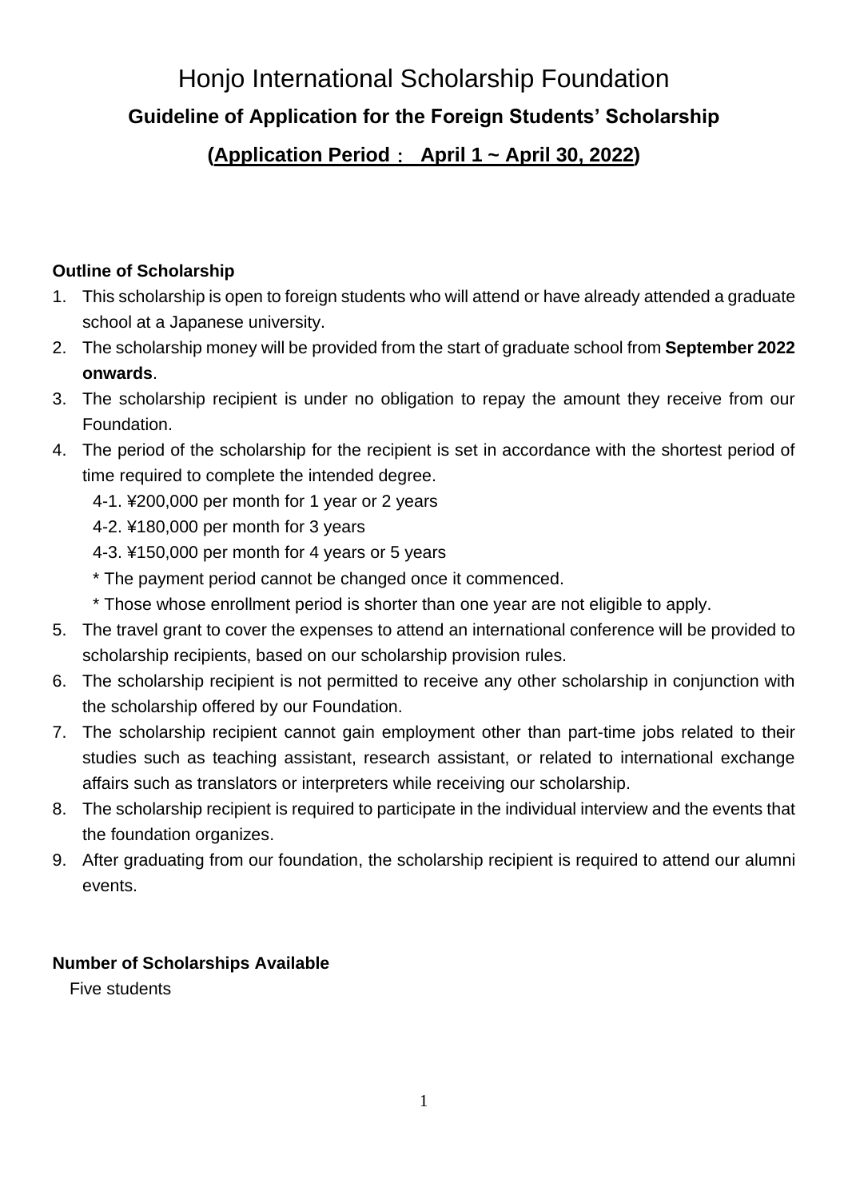# Honjo International Scholarship Foundation

## Guideline of Application for the Foreign Students' Scholarship

## (Application Period： April 1 ~ April 30, 2022)

**Outline of Scholarship**

1. This scholarship is open to foreign students who will attend or have already attended a graduate school at a Japanese university.
2. The scholarship money will be provided from the start of graduate school from **September 2022 onwards**.
3. The scholarship recipient is under no obligation to repay the amount they receive from our Foundation.
4. The period of the scholarship for the recipient is set in accordance with the shortest period of time required to complete the intended degree.
   4-1. ¥200,000 per month for 1 year or 2 years
   4-2. ¥180,000 per month for 3 years
   4-3. ¥150,000 per month for 4 years or 5 years
   * The payment period cannot be changed once it commenced.
   * Those whose enrollment period is shorter than one year are not eligible to apply.
5. The travel grant to cover the expenses to attend an international conference will be provided to scholarship recipients, based on our scholarship provision rules.
6. The scholarship recipient is not permitted to receive any other scholarship in conjunction with the scholarship offered by our Foundation.
7. The scholarship recipient cannot gain employment other than part-time jobs related to their studies such as teaching assistant, research assistant, or related to international exchange affairs such as translators or interpreters while receiving our scholarship.
8. The scholarship recipient is required to participate in the individual interview and the events that the foundation organizes.
9. After graduating from our foundation, the scholarship recipient is required to attend our alumni events.

**Number of Scholarships Available**

Five students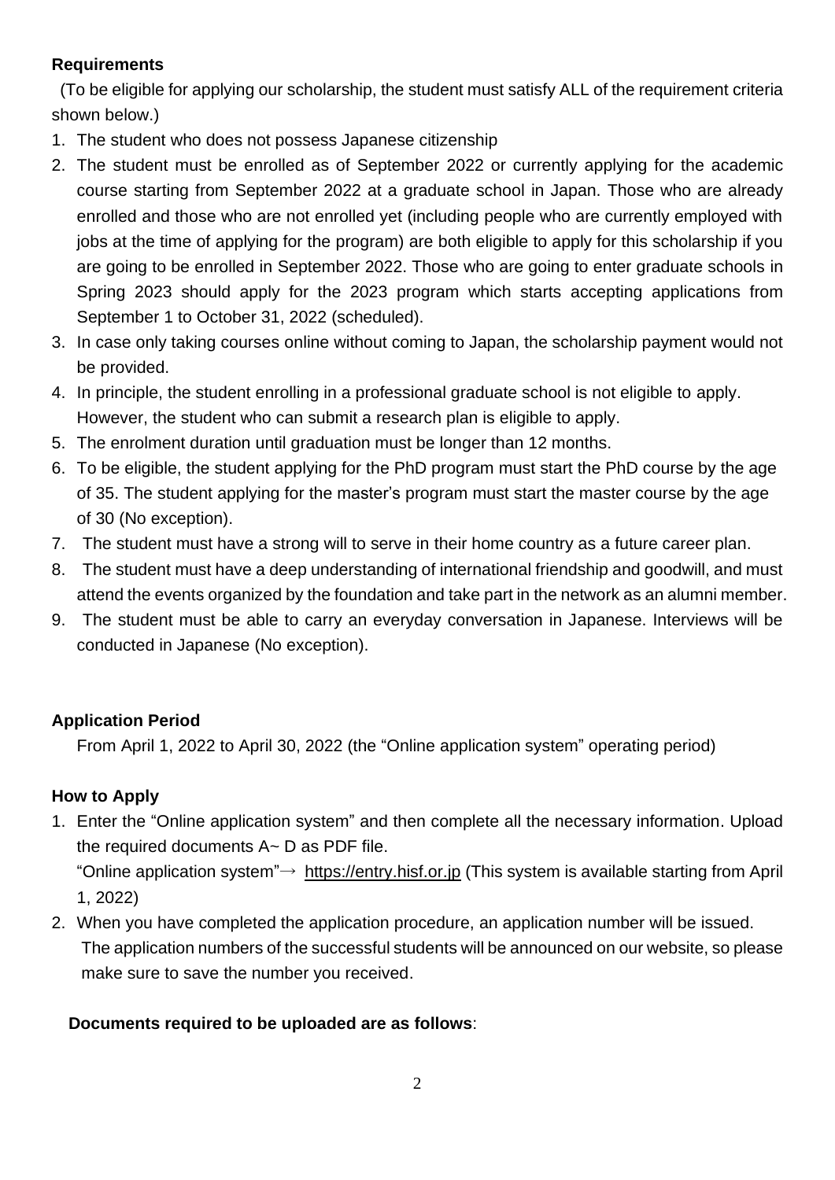**Requirements**

(To be eligible for applying our scholarship, the student must satisfy ALL of the requirement criteria shown below.)

1. The student who does not possess Japanese citizenship
2. The student must be enrolled as of September 2022 or currently applying for the academic course starting from September 2022 at a graduate school in Japan. Those who are already enrolled and those who are not enrolled yet (including people who are currently employed with jobs at the time of applying for the program) are both eligible to apply for this scholarship if you are going to be enrolled in September 2022. Those who are going to enter graduate schools in Spring 2023 should apply for the 2023 program which starts accepting applications from September 1 to October 31, 2022 (scheduled).
3. In case only taking courses online without coming to Japan, the scholarship payment would not be provided.
4. In principle, the student enrolling in a professional graduate school is not eligible to apply. However, the student who can submit a research plan is eligible to apply.
5. The enrolment duration until graduation must be longer than 12 months.
6. To be eligible, the student applying for the PhD program must start the PhD course by the age of 35. The student applying for the master's program must start the master course by the age of 30 (No exception).
7. The student must have a strong will to serve in their home country as a future career plan.
8. The student must have a deep understanding of international friendship and goodwill, and must attend the events organized by the foundation and take part in the network as an alumni member.
9. The student must be able to carry an everyday conversation in Japanese. Interviews will be conducted in Japanese (No exception).

**Application Period**

From April 1, 2022 to April 30, 2022 (the "Online application system" operating period)

**How to Apply**

1. Enter the "Online application system" and then complete all the necessary information. Upload the required documents A~ D as PDF file.
   "Online application system"→ https://entry.hisf.or.jp (This system is available starting from April 1, 2022)
2. When you have completed the application procedure, an application number will be issued. The application numbers of the successful students will be announced on our website, so please make sure to save the number you received.

**Documents required to be uploaded are as follows**: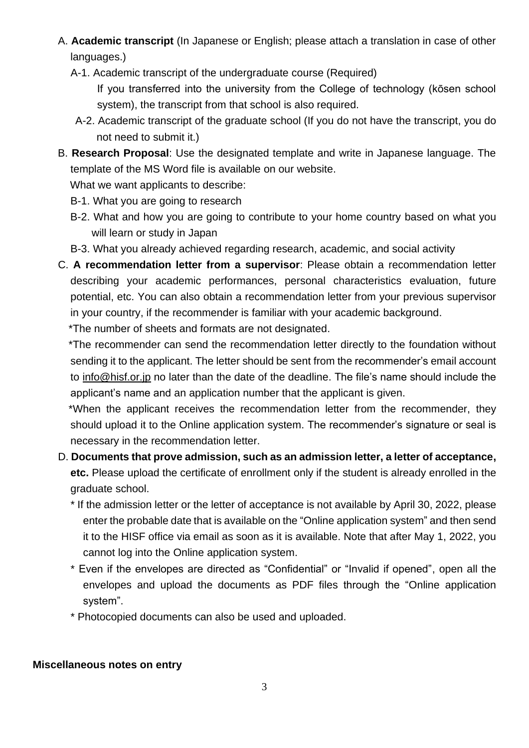A. **Academic transcript** (In Japanese or English; please attach a translation in case of other languages.)

A-1. Academic transcript of the undergraduate course (Required)

If you transferred into the university from the College of technology (kōsen school system), the transcript from that school is also required.

A-2. Academic transcript of the graduate school (If you do not have the transcript, you do not need to submit it.)

B. **Research Proposal**: Use the designated template and write in Japanese language. The template of the MS Word file is available on our website.

What we want applicants to describe:

B-1. What you are going to research

B-2. What and how you are going to contribute to your home country based on what you will learn or study in Japan

B-3. What you already achieved regarding research, academic, and social activity

C. **A recommendation letter from a supervisor**: Please obtain a recommendation letter describing your academic performances, personal characteristics evaluation, future potential, etc. You can also obtain a recommendation letter from your previous supervisor in your country, if the recommender is familiar with your academic background.

*The number of sheets and formats are not designated.

*The recommender can send the recommendation letter directly to the foundation without sending it to the applicant. The letter should be sent from the recommender's email account to info@hisf.or.jp no later than the date of the deadline. The file's name should include the applicant's name and an application number that the applicant is given.

*When the applicant receives the recommendation letter from the recommender, they should upload it to the Online application system. The recommender's signature or seal is necessary in the recommendation letter.

D. **Documents that prove admission, such as an admission letter, a letter of acceptance, etc.** Please upload the certificate of enrollment only if the student is already enrolled in the graduate school.

* If the admission letter or the letter of acceptance is not available by April 30, 2022, please enter the probable date that is available on the "Online application system" and then send it to the HISF office via email as soon as it is available. Note that after May 1, 2022, you cannot log into the Online application system.

* Even if the envelopes are directed as "Confidential" or "Invalid if opened", open all the envelopes and upload the documents as PDF files through the "Online application system".

* Photocopied documents can also be used and uploaded.

**Miscellaneous notes on entry**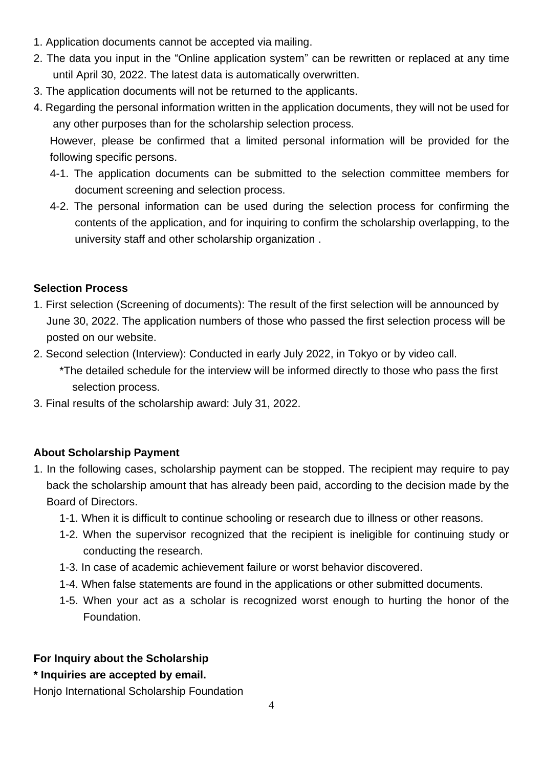1. Application documents cannot be accepted via mailing.
2. The data you input in the "Online application system" can be rewritten or replaced at any time until April 30, 2022. The latest data is automatically overwritten.
3. The application documents will not be returned to the applicants.
4. Regarding the personal information written in the application documents, they will not be used for any other purposes than for the scholarship selection process.

   However, please be confirmed that a limited personal information will be provided for the following specific persons.

   4-1. The application documents can be submitted to the selection committee members for document screening and selection process.

   4-2. The personal information can be used during the selection process for confirming the contents of the application, and for inquiring to confirm the scholarship overlapping, to the university staff and other scholarship organization .

**Selection Process**

1. First selection (Screening of documents): The result of the first selection will be announced by June 30, 2022. The application numbers of those who passed the first selection process will be posted on our website.
2. Second selection (Interview): Conducted in early July 2022, in Tokyo or by video call.

   *The detailed schedule for the interview will be informed directly to those who pass the first selection process.
3. Final results of the scholarship award: July 31, 2022.

**About Scholarship Payment**

1. In the following cases, scholarship payment can be stopped. The recipient may require to pay back the scholarship amount that has already been paid, according to the decision made by the Board of Directors.

   1-1. When it is difficult to continue schooling or research due to illness or other reasons.

   1-2. When the supervisor recognized that the recipient is ineligible for continuing study or conducting the research.

   1-3. In case of academic achievement failure or worst behavior discovered.

   1-4. When false statements are found in the applications or other submitted documents.

   1-5. When your act as a scholar is recognized worst enough to hurting the honor of the Foundation.

**For Inquiry about the Scholarship**

**\* Inquiries are accepted by email.**

Honjo International Scholarship Foundation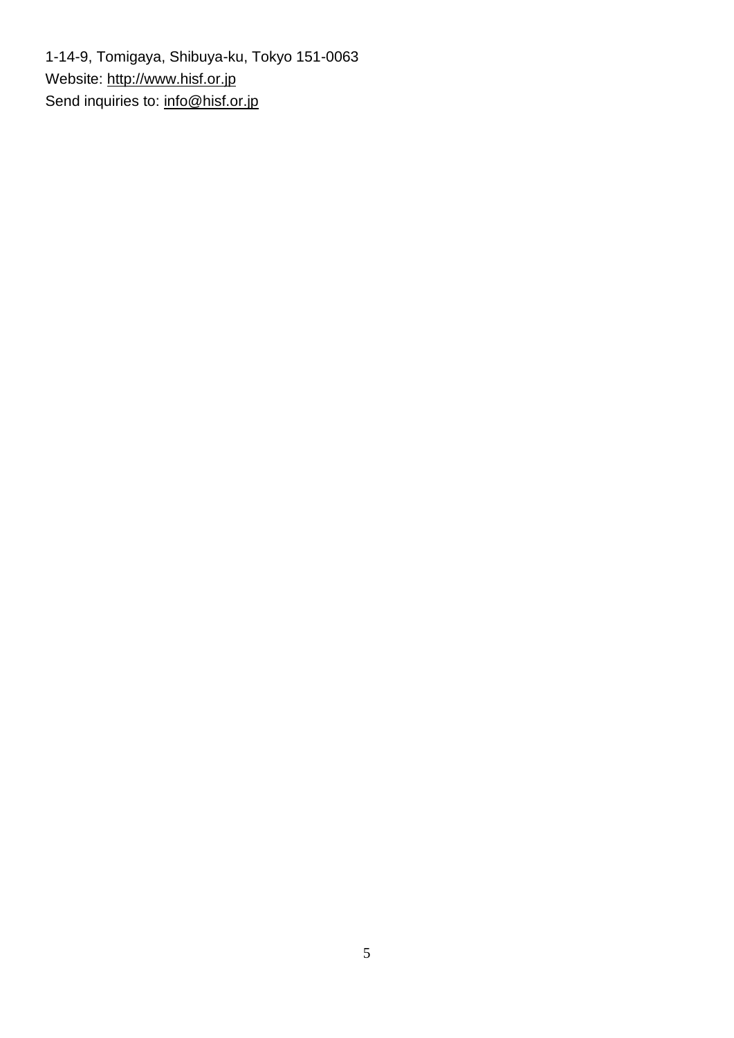1-14-9, Tomigaya, Shibuya-ku, Tokyo 151-0063

Website: http://www.hisf.or.jp

Send inquiries to: info@hisf.or.jp